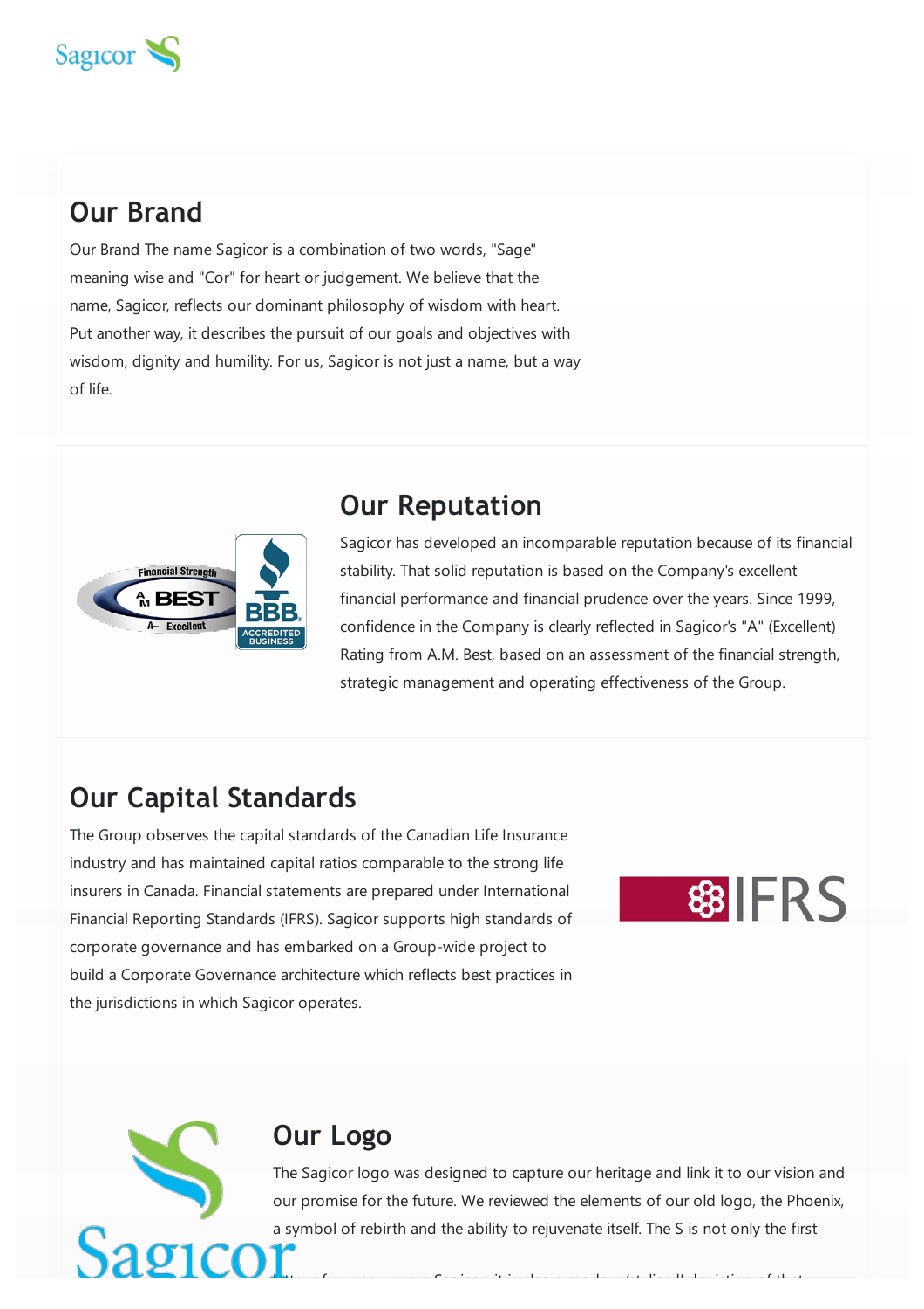## Our Brand

Our Brand The name Sagicor is a combination of two words, "Sage" meaning wise and "Cor" for heart or judgement. We believe that the name, Sagicor, reflects our dominant philosophy of wisdom with heart. Put another way, it describes the pursuit of our goals and objectives with wisdom, dignity and humility. For us, Sagicor is not just a name, but a way of life.

## Our Reputation

Sagicor has developed an incomparable reputation because of its financial stability. That solid reputation is based on the Company's excellent financial performance and financial prudence over the years. Since 1999, confidence in the Company is clearly reflected in Sagicor's "A" (Excellent) Rating from A.M. Best, based on an assessment of the financial strength, strategic management and operating effectiveness of the Group.

## Our Capital Standards

The Group observes the capital standards of the Canadian Life Insurance industry and has maintained capital ratios comparable to the strong life insurers in Canada. Financial statements are prepared under International Financial Reporting Standards (IFRS). Sagicor supports high standards of corporate governance and has embarked on a Group-wide project to build a Corporate Governance architecture which reflects best practices in the jurisdictions in which Sagicor operates.

## Our Logo

The Sagicor logo was designed to capture our heritage and link it to our vision and our promise for the future. We reviewed the elements of our old logo, the Phoenix, a symbol of rebirth and the ability to rejuvenate itself. The S is not only the first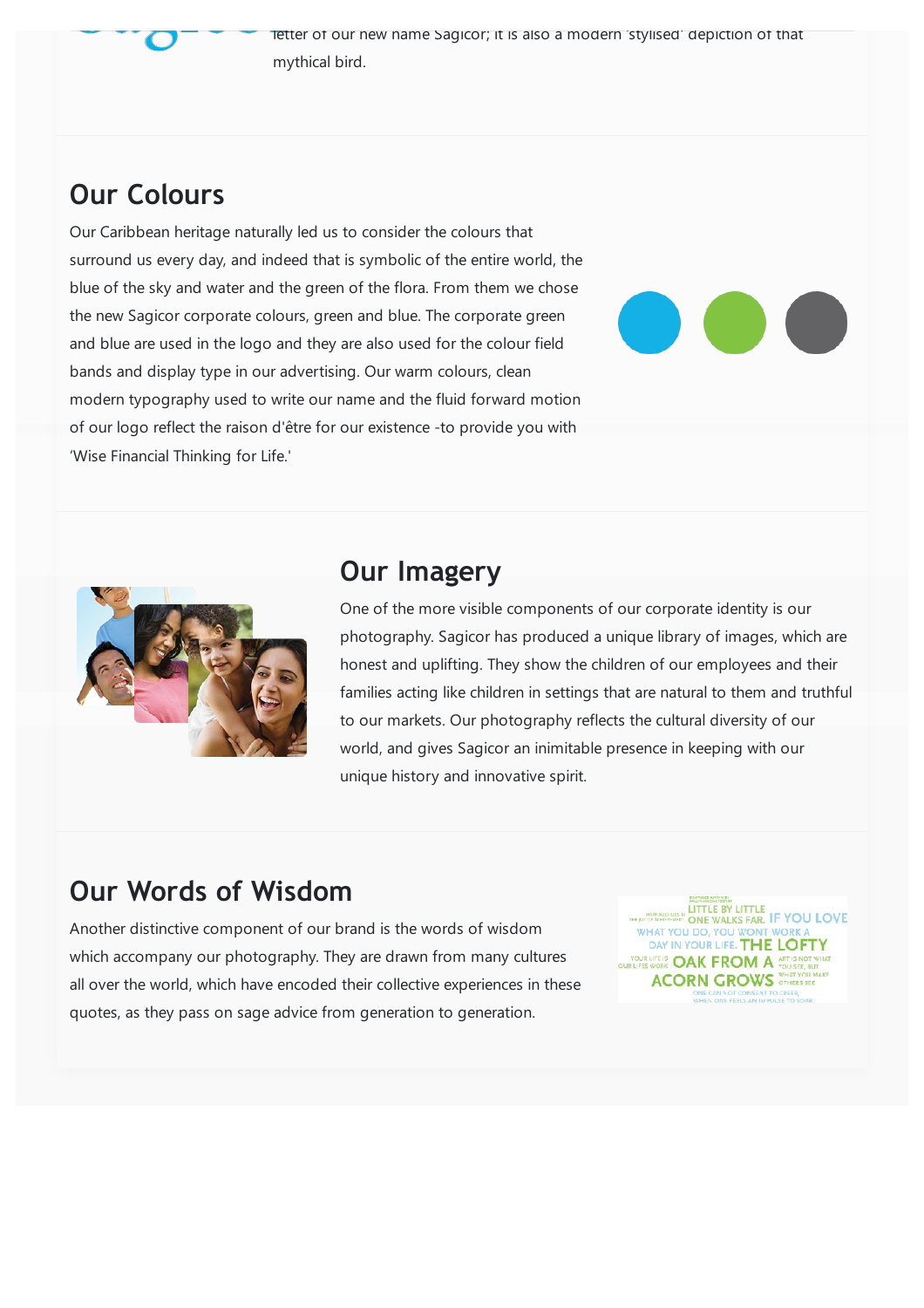letter of our new name Sagicor; it is also a modern 'stylised' depiction of that mythical bird.

## Our Colours

Our Caribbean heritage naturally led us to consider the colours that surround us every day, and indeed that is symbolic of the entire world, the blue of the sky and water and the green of the flora. From them we chose the new Sagicor corporate colours, green and blue. The corporate green and blue are used in the logo and they are also used for the colour field bands and display type in our advertising. Our warm colours, clean modern typography used to write our name and the fluid forward motion of our logo reflect the raison d'être for our existence -to provide you with 'Wise Financial Thinking for Life.'

## Our Imagery

One of the more visible components of our corporate identity is our photography. Sagicor has produced a unique library of images, which are honest and uplifting. They show the children of our employees and their families acting like children in settings that are natural to them and truthful to our markets. Our photography reflects the cultural diversity of our world, and gives Sagicor an inimitable presence in keeping with our unique history and innovative spirit.

## Our Words of Wisdom

Another distinctive component of our brand is the words of wisdom which accompany our photography. They are drawn from many cultures all over the world, which have encoded their collective experiences in these quotes, as they pass on sage advice from generation to generation.